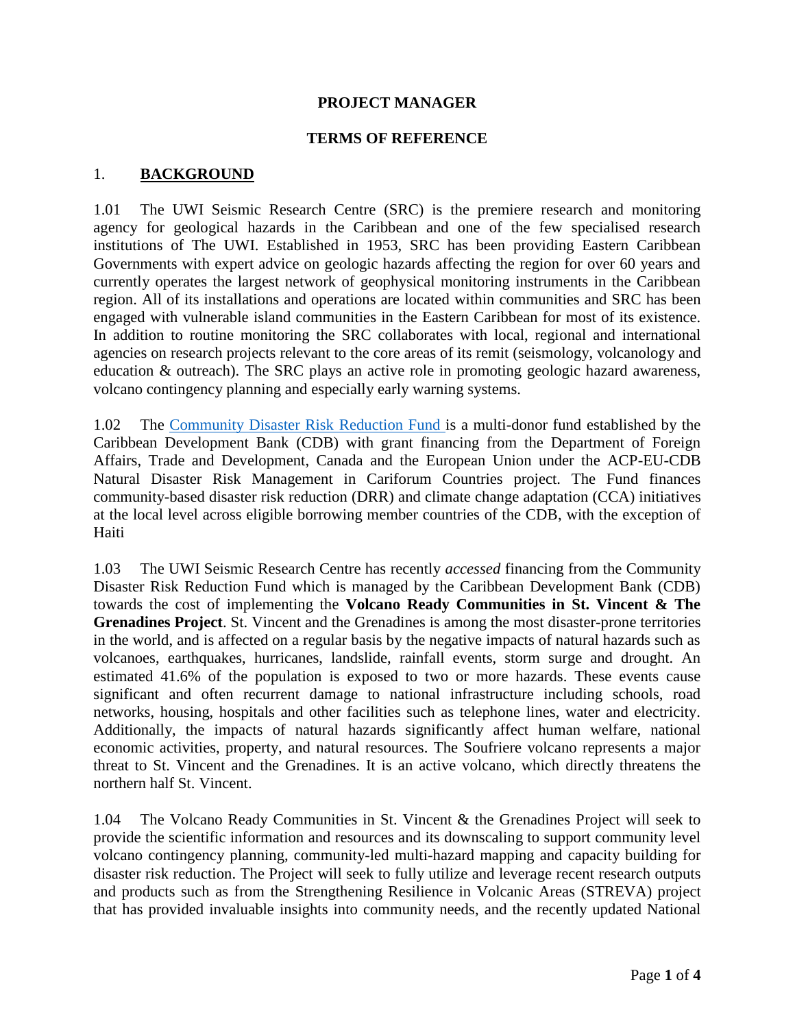**PROJECT MANAGER**

**TERMS OF REFERENCE**

## 1. BACKGROUND

1.01 The UWI Seismic Research Centre (SRC) is the premiere research and monitoring agency for geological hazards in the Caribbean and one of the few specialised research institutions of The UWI. Established in 1953, SRC has been providing Eastern Caribbean Governments with expert advice on geologic hazards affecting the region for over 60 years and currently operates the largest network of geophysical monitoring instruments in the Caribbean region. All of its installations and operations are located within communities and SRC has been engaged with vulnerable island communities in the Eastern Caribbean for most of its existence. In addition to routine monitoring the SRC collaborates with local, regional and international agencies on research projects relevant to the core areas of its remit (seismology, volcanology and education & outreach). The SRC plays an active role in promoting geologic hazard awareness, volcano contingency planning and especially early warning systems.

1.02 The Community Disaster Risk Reduction Fund is a multi-donor fund established by the Caribbean Development Bank (CDB) with grant financing from the Department of Foreign Affairs, Trade and Development, Canada and the European Union under the ACP-EU-CDB Natural Disaster Risk Management in Cariforum Countries project. The Fund finances community-based disaster risk reduction (DRR) and climate change adaptation (CCA) initiatives at the local level across eligible borrowing member countries of the CDB, with the exception of Haiti

1.03 The UWI Seismic Research Centre has recently *accessed* financing from the Community Disaster Risk Reduction Fund which is managed by the Caribbean Development Bank (CDB) towards the cost of implementing the **Volcano Ready Communities in St. Vincent & The Grenadines Project**. St. Vincent and the Grenadines is among the most disaster-prone territories in the world, and is affected on a regular basis by the negative impacts of natural hazards such as volcanoes, earthquakes, hurricanes, landslide, rainfall events, storm surge and drought. An estimated 41.6% of the population is exposed to two or more hazards. These events cause significant and often recurrent damage to national infrastructure including schools, road networks, housing, hospitals and other facilities such as telephone lines, water and electricity. Additionally, the impacts of natural hazards significantly affect human welfare, national economic activities, property, and natural resources. The Soufriere volcano represents a major threat to St. Vincent and the Grenadines. It is an active volcano, which directly threatens the northern half St. Vincent.

1.04 The Volcano Ready Communities in St. Vincent & the Grenadines Project will seek to provide the scientific information and resources and its downscaling to support community level volcano contingency planning, community-led multi-hazard mapping and capacity building for disaster risk reduction. The Project will seek to fully utilize and leverage recent research outputs and products such as from the Strengthening Resilience in Volcanic Areas (STREVA) project that has provided invaluable insights into community needs, and the recently updated National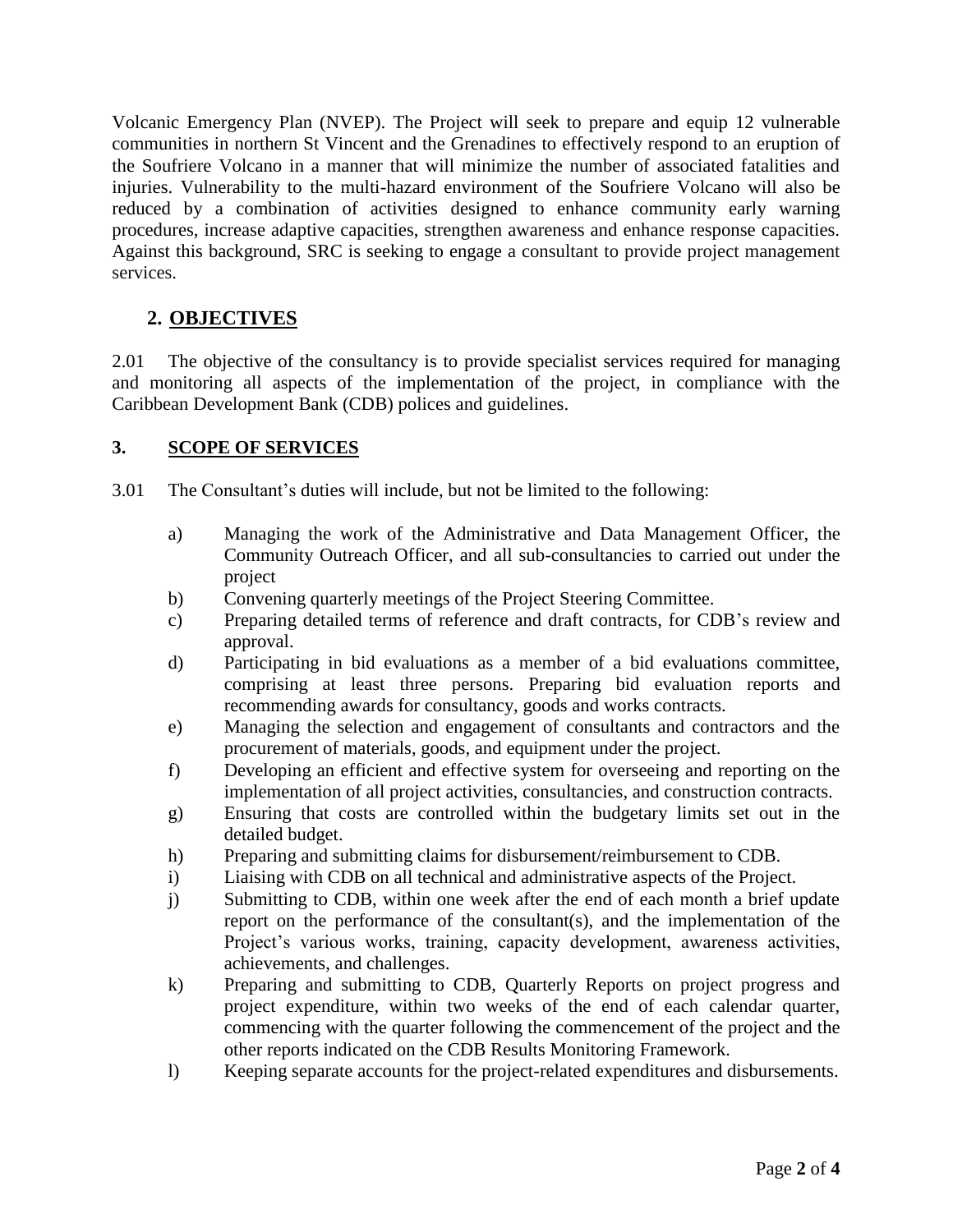Volcanic Emergency Plan (NVEP). The Project will seek to prepare and equip 12 vulnerable communities in northern St Vincent and the Grenadines to effectively respond to an eruption of the Soufriere Volcano in a manner that will minimize the number of associated fatalities and injuries. Vulnerability to the multi-hazard environment of the Soufriere Volcano will also be reduced by a combination of activities designed to enhance community early warning procedures, increase adaptive capacities, strengthen awareness and enhance response capacities. Against this background, SRC is seeking to engage a consultant to provide project management services.

## 2. OBJECTIVES

2.01 The objective of the consultancy is to provide specialist services required for managing and monitoring all aspects of the implementation of the project, in compliance with the Caribbean Development Bank (CDB) polices and guidelines.

## 3. SCOPE OF SERVICES

3.01 The Consultant's duties will include, but not be limited to the following:

a) Managing the work of the Administrative and Data Management Officer, the Community Outreach Officer, and all sub-consultancies to carried out under the project
b) Convening quarterly meetings of the Project Steering Committee.
c) Preparing detailed terms of reference and draft contracts, for CDB's review and approval.
d) Participating in bid evaluations as a member of a bid evaluations committee, comprising at least three persons. Preparing bid evaluation reports and recommending awards for consultancy, goods and works contracts.
e) Managing the selection and engagement of consultants and contractors and the procurement of materials, goods, and equipment under the project.
f) Developing an efficient and effective system for overseeing and reporting on the implementation of all project activities, consultancies, and construction contracts.
g) Ensuring that costs are controlled within the budgetary limits set out in the detailed budget.
h) Preparing and submitting claims for disbursement/reimbursement to CDB.
i) Liaising with CDB on all technical and administrative aspects of the Project.
j) Submitting to CDB, within one week after the end of each month a brief update report on the performance of the consultant(s), and the implementation of the Project's various works, training, capacity development, awareness activities, achievements, and challenges.
k) Preparing and submitting to CDB, Quarterly Reports on project progress and project expenditure, within two weeks of the end of each calendar quarter, commencing with the quarter following the commencement of the project and the other reports indicated on the CDB Results Monitoring Framework.
l) Keeping separate accounts for the project-related expenditures and disbursements.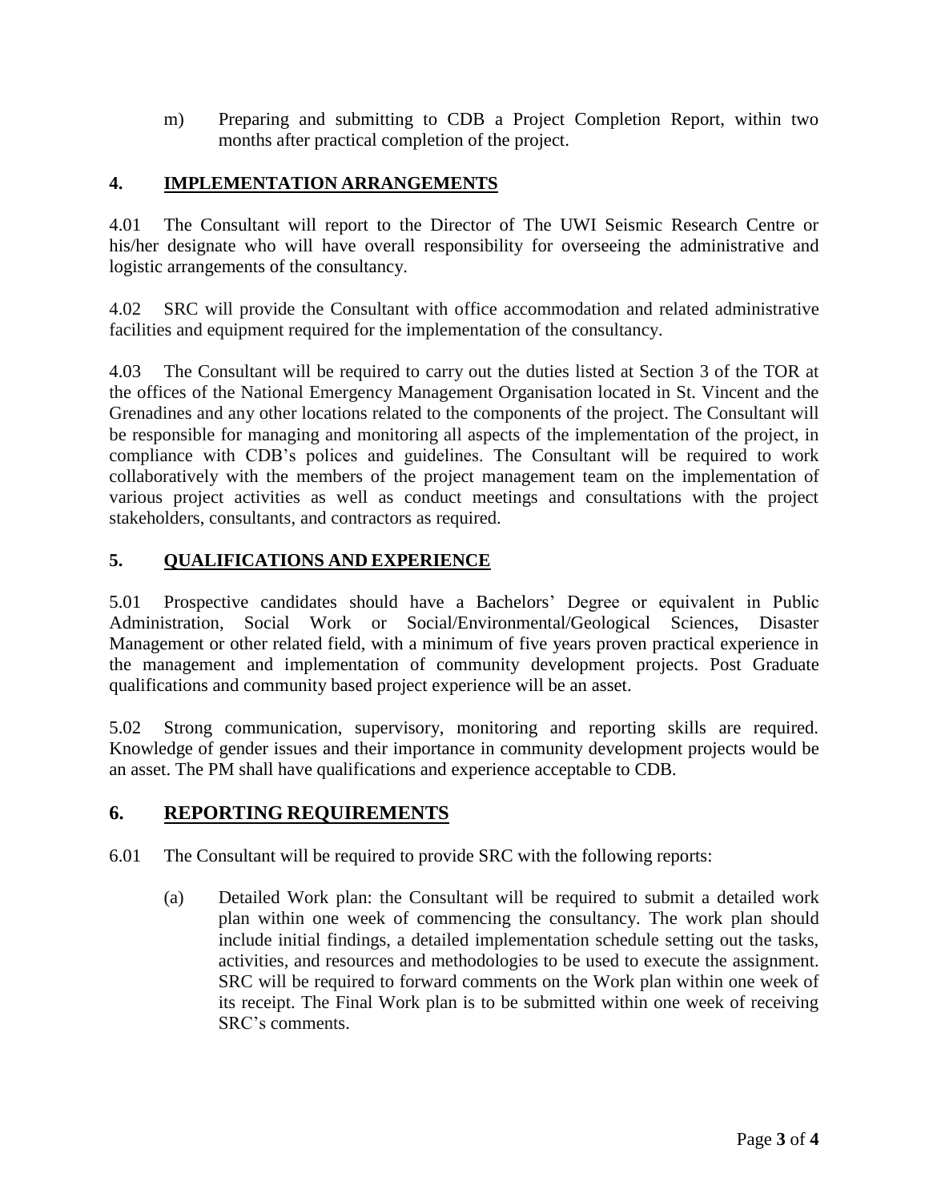m) Preparing and submitting to CDB a Project Completion Report, within two months after practical completion of the project.

## 4. IMPLEMENTATION ARRANGEMENTS

4.01 The Consultant will report to the Director of The UWI Seismic Research Centre or his/her designate who will have overall responsibility for overseeing the administrative and logistic arrangements of the consultancy.

4.02 SRC will provide the Consultant with office accommodation and related administrative facilities and equipment required for the implementation of the consultancy.

4.03 The Consultant will be required to carry out the duties listed at Section 3 of the TOR at the offices of the National Emergency Management Organisation located in St. Vincent and the Grenadines and any other locations related to the components of the project. The Consultant will be responsible for managing and monitoring all aspects of the implementation of the project, in compliance with CDB's polices and guidelines. The Consultant will be required to work collaboratively with the members of the project management team on the implementation of various project activities as well as conduct meetings and consultations with the project stakeholders, consultants, and contractors as required.

## 5. QUALIFICATIONS AND EXPERIENCE

5.01 Prospective candidates should have a Bachelors' Degree or equivalent in Public Administration, Social Work or Social/Environmental/Geological Sciences, Disaster Management or other related field, with a minimum of five years proven practical experience in the management and implementation of community development projects. Post Graduate qualifications and community based project experience will be an asset.

5.02 Strong communication, supervisory, monitoring and reporting skills are required. Knowledge of gender issues and their importance in community development projects would be an asset. The PM shall have qualifications and experience acceptable to CDB.

## 6. REPORTING REQUIREMENTS

6.01 The Consultant will be required to provide SRC with the following reports:

(a) Detailed Work plan: the Consultant will be required to submit a detailed work plan within one week of commencing the consultancy. The work plan should include initial findings, a detailed implementation schedule setting out the tasks, activities, and resources and methodologies to be used to execute the assignment. SRC will be required to forward comments on the Work plan within one week of its receipt. The Final Work plan is to be submitted within one week of receiving SRC's comments.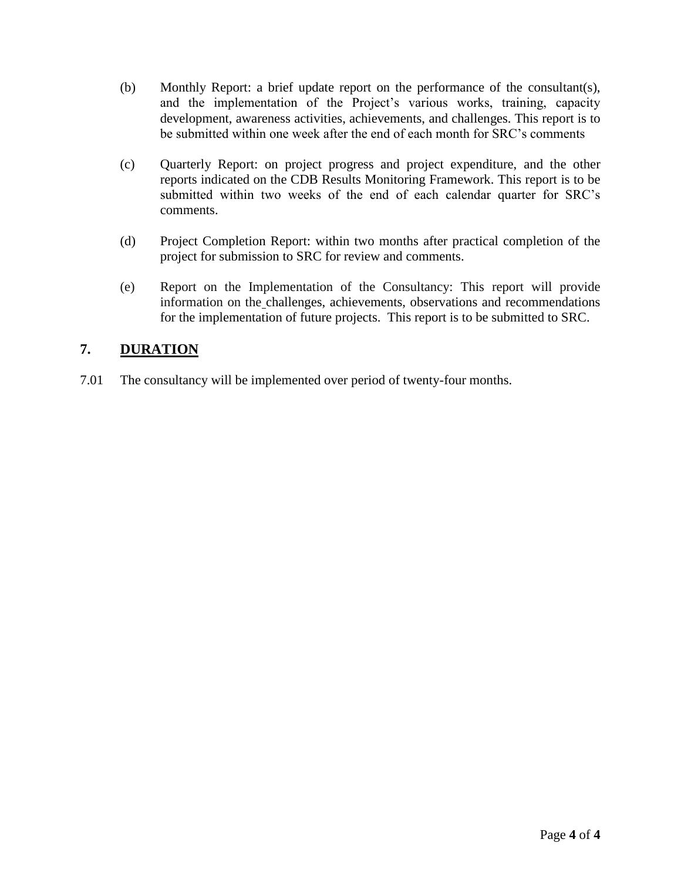(b) Monthly Report: a brief update report on the performance of the consultant(s), and the implementation of the Project's various works, training, capacity development, awareness activities, achievements, and challenges. This report is to be submitted within one week after the end of each month for SRC's comments

(c) Quarterly Report: on project progress and project expenditure, and the other reports indicated on the CDB Results Monitoring Framework. This report is to be submitted within two weeks of the end of each calendar quarter for SRC's comments.

(d) Project Completion Report: within two months after practical completion of the project for submission to SRC for review and comments.

(e) Report on the Implementation of the Consultancy: This report will provide information on the challenges, achievements, observations and recommendations for the implementation of future projects. This report is to be submitted to SRC.

## 7. DURATION

7.01 The consultancy will be implemented over period of twenty-four months.